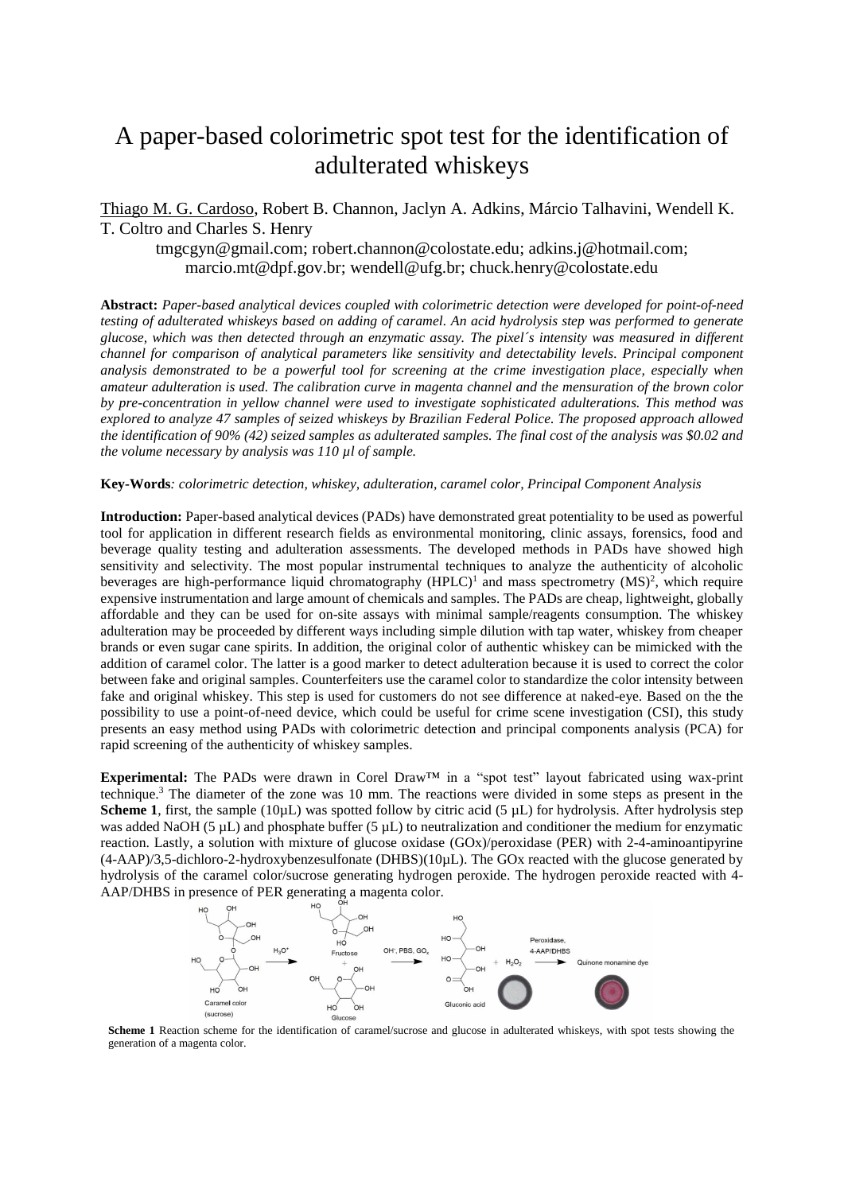# A paper-based colorimetric spot test for the identification of adulterated whiskeys

Thiago M. G. Cardoso, Robert B. Channon, Jaclyn A. Adkins, Márcio Talhavini, Wendell K. T. Coltro and Charles S. Henry

tmgcgyn@gmail.com; robert.channon@colostate.edu; adkins.j@hotmail.com; marcio.mt@dpf.gov.br; wendell@ufg.br; chuck.henry@colostate.edu

**Abstract:** *Paper-based analytical devices coupled with colorimetric detection were developed for point-of-need testing of adulterated whiskeys based on adding of caramel. An acid hydrolysis step was performed to generate glucose, which was then detected through an enzymatic assay. The pixel´s intensity was measured in different channel for comparison of analytical parameters like sensitivity and detectability levels. Principal component analysis demonstrated to be a powerful tool for screening at the crime investigation place, especially when amateur adulteration is used. The calibration curve in magenta channel and the mensuration of the brown color by pre-concentration in yellow channel were used to investigate sophisticated adulterations. This method was explored to analyze 47 samples of seized whiskeys by Brazilian Federal Police. The proposed approach allowed the identification of 90% (42) seized samples as adulterated samples. The final cost of the analysis was $0.02 and the volume necessary by analysis was 110 µl of sample.*

**Key-Words***: colorimetric detection, whiskey, adulteration, caramel color, Principal Component Analysis*

**Introduction:** Paper-based analytical devices (PADs) have demonstrated great potentiality to be used as powerful tool for application in different research fields as environmental monitoring, clinic assays, forensics, food and beverage quality testing and adulteration assessments. The developed methods in PADs have showed high sensitivity and selectivity. The most popular instrumental techniques to analyze the authenticity of alcoholic beverages are high-performance liquid chromatography (HPLC)[1] and mass spectrometry (MS)[2], which require expensive instrumentation and large amount of chemicals and samples. The PADs are cheap, lightweight, globally affordable and they can be used for on-site assays with minimal sample/reagents consumption. The whiskey adulteration may be proceeded by different ways including simple dilution with tap water, whiskey from cheaper brands or even sugar cane spirits. In addition, the original color of authentic whiskey can be mimicked with the addition of caramel color. The latter is a good marker to detect adulteration because it is used to correct the color between fake and original samples. Counterfeiters use the caramel color to standardize the color intensity between fake and original whiskey. This step is used for customers do not see difference at naked-eye. Based on the the possibility to use a point-of-need device, which could be useful for crime scene investigation (CSI), this study presents an easy method using PADs with colorimetric detection and principal components analysis (PCA) for rapid screening of the authenticity of whiskey samples.

**Experimental:** The PADs were drawn in Corel Draw™ in a "spot test" layout fabricated using wax-print technique.[3] The diameter of the zone was 10 mm. The reactions were divided in some steps as present in the **Scheme 1**, first, the sample (10µL) was spotted follow by citric acid (5 µL) for hydrolysis. After hydrolysis step was added NaOH (5 µL) and phosphate buffer (5 µL) to neutralization and conditioner the medium for enzymatic reaction. Lastly, a solution with mixture of glucose oxidase (GOx)/peroxidase (PER) with 2-4-aminoantipyrine (4-AAP)/3,5-dichloro-2-hydroxybenzesulfonate (DHBS)(10µL). The GOx reacted with the glucose generated by hydrolysis of the caramel color/sucrose generating hydrogen peroxide. The hydrogen peroxide reacted with 4-AAP/DHBS in presence of PER generating a magenta color.

**Scheme 1** Reaction scheme for the identification of caramel/sucrose and glucose in adulterated whiskeys, with spot tests showing the generation of a magenta color.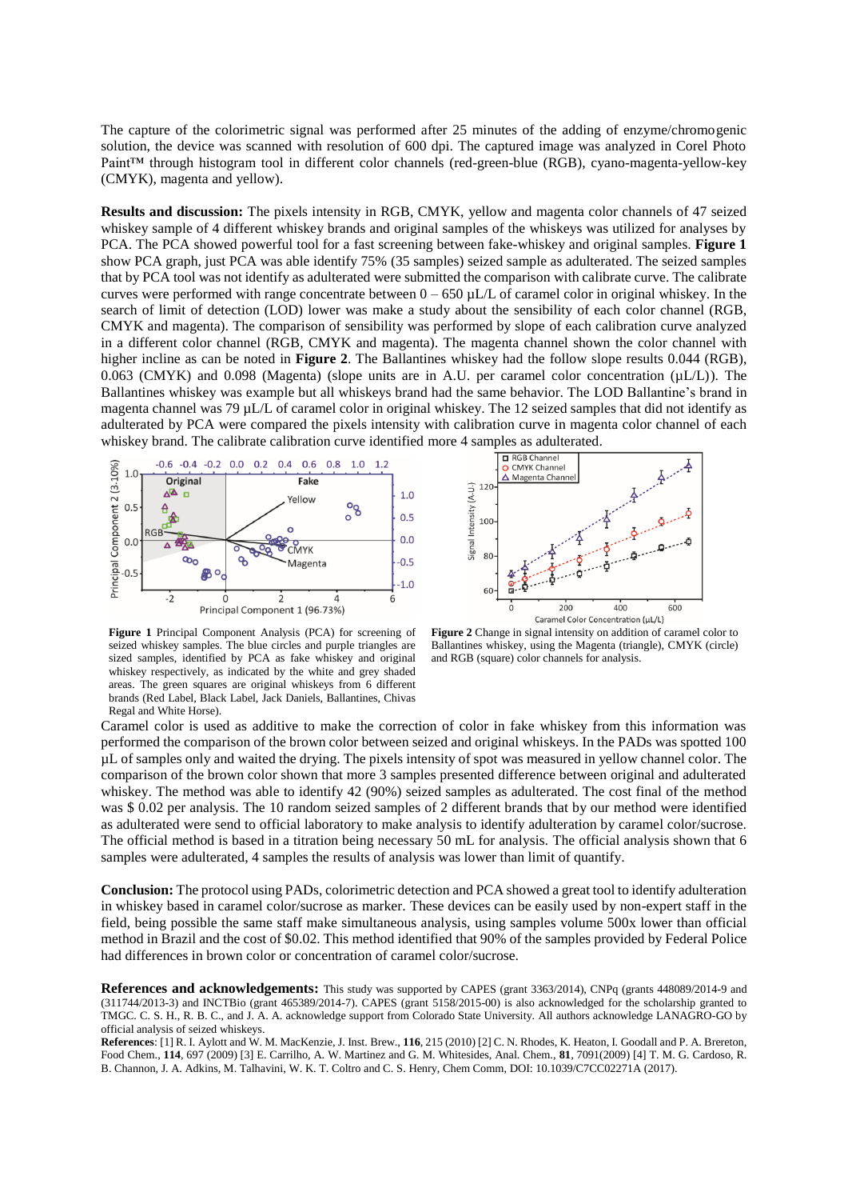The capture of the colorimetric signal was performed after 25 minutes of the adding of enzyme/chromogenic solution, the device was scanned with resolution of 600 dpi. The captured image was analyzed in Corel Photo Paint™ through histogram tool in different color channels (red-green-blue (RGB), cyano-magenta-yellow-key (CMYK), magenta and yellow).

**Results and discussion:** The pixels intensity in RGB, CMYK, yellow and magenta color channels of 47 seized whiskey sample of 4 different whiskey brands and original samples of the whiskeys was utilized for analyses by PCA. The PCA showed powerful tool for a fast screening between fake-whiskey and original samples. **Figure 1** show PCA graph, just PCA was able identify 75% (35 samples) seized sample as adulterated. The seized samples that by PCA tool was not identify as adulterated were submitted the comparison with calibrate curve. The calibrate curves were performed with range concentrate between 0 – 650 µL/L of caramel color in original whiskey. In the search of limit of detection (LOD) lower was make a study about the sensibility of each color channel (RGB, CMYK and magenta). The comparison of sensibility was performed by slope of each calibration curve analyzed in a different color channel (RGB, CMYK and magenta). The magenta channel shown the color channel with higher incline as can be noted in **Figure 2**. The Ballantines whiskey had the follow slope results 0.044 (RGB), 0.063 (CMYK) and 0.098 (Magenta) (slope units are in A.U. per caramel color concentration (µL/L)). The Ballantines whiskey was example but all whiskeys brand had the same behavior. The LOD Ballantine's brand in magenta channel was 79 µL/L of caramel color in original whiskey. The 12 seized samples that did not identify as adulterated by PCA were compared the pixels intensity with calibration curve in magenta color channel of each whiskey brand. The calibrate calibration curve identified more 4 samples as adulterated.

-0.6 -0.4 -0.2 0.0 0.2 0.4 0.6 0.8 1.0 1.2

Original

Fake

Yellow

RGB

CMYK

Magenta

Principal Component 2 (3.10%)

Principal Component 1 (96.73%)

Figure 1 Principal Component Analysis (PCA) for screening of seized whiskey samples. The blue circles and purple triangles are sized samples, identified by PCA as fake whiskey and original whiskey respectively, as indicated by the white and grey shaded areas. The green squares are original whiskeys from 6 different brands (Red Label, Black Label, Jack Daniels, Ballantines, Chivas Regal and White Horse).

RGB Channel

CMYK Channel

Magenta Channel

Signal Intensity (A.U.)

Caramel Color Concentration (µL/L)

Figure 2 Change in signal intensity on addition of caramel color to Ballantines whiskey, using the Magenta (triangle), CMYK (circle) and RGB (square) color channels for analysis.

Caramel color is used as additive to make the correction of color in fake whiskey from this information was performed the comparison of the brown color between seized and original whiskeys. In the PADs was spotted 100 µL of samples only and waited the drying. The pixels intensity of spot was measured in yellow channel color. The comparison of the brown color shown that more 3 samples presented difference between original and adulterated whiskey. The method was able to identify 42 (90%) seized samples as adulterated. The cost final of the method was \$ 0.02 per analysis. The 10 random seized samples of 2 different brands that by our method were identified as adulterated were send to official laboratory to make analysis to identify adulteration by caramel color/sucrose. The official method is based in a titration being necessary 50 mL for analysis. The official analysis shown that 6 samples were adulterated, 4 samples the results of analysis was lower than limit of quantify.

**Conclusion:** The protocol using PADs, colorimetric detection and PCA showed a great tool to identify adulteration in whiskey based in caramel color/sucrose as marker. These devices can be easily used by non-expert staff in the field, being possible the same staff make simultaneous analysis, using samples volume 500x lower than official method in Brazil and the cost of \$0.02. This method identified that 90% of the samples provided by Federal Police had differences in brown color or concentration of caramel color/sucrose.

**References and acknowledgements:** This study was supported by CAPES (grant 3363/2014), CNPq (grants 448089/2014-9 and (311744/2013-3) and INCTBio (grant 465389/2014-7). CAPES (grant 5158/2015-00) is also acknowledged for the scholarship granted to TMGC. C. S. H., R. B. C., and J. A. A. acknowledge support from Colorado State University. All authors acknowledge LANAGRO-GO by official analysis of seized whiskeys.

**References**: [1] R. I. Aylott and W. M. MacKenzie, J. Inst. Brew., **116**, 215 (2010) [2] C. N. Rhodes, K. Heaton, I. Goodall and P. A. Brereton, Food Chem., **114**, 697 (2009) [3] E. Carrilho, A. W. Martinez and G. M. Whitesides, Anal. Chem., **81**, 7091(2009) [4] T. M. G. Cardoso, R. B. Channon, J. A. Adkins, M. Talhavini, W. K. T. Coltro and C. S. Henry, Chem Comm, DOI: 10.1039/C7CC02271A (2017).